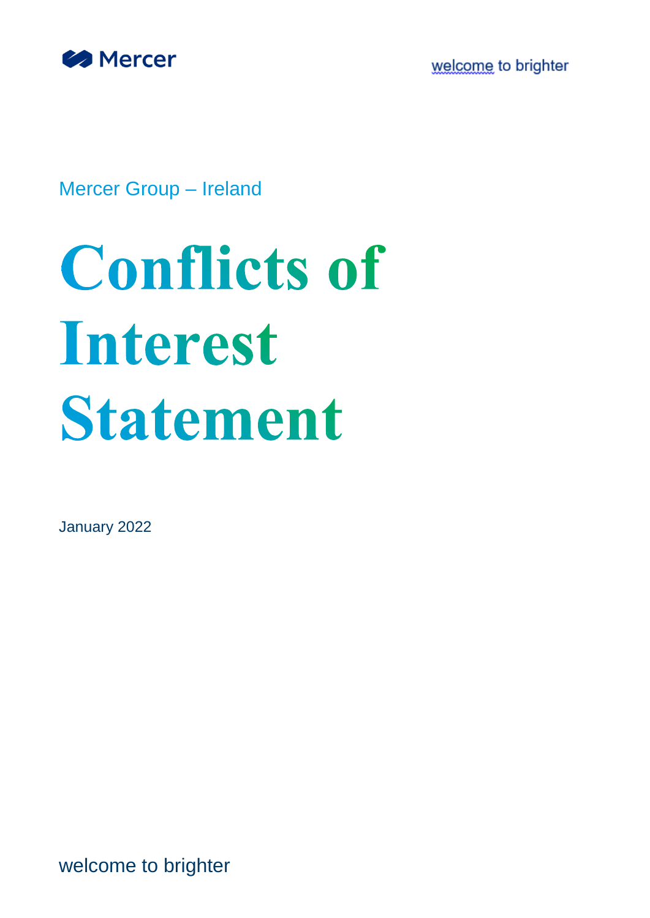Mercer

welcome to brighter

Mercer Group – Ireland

# Conflicts of Interest Statement

January 2022

welcome to brighter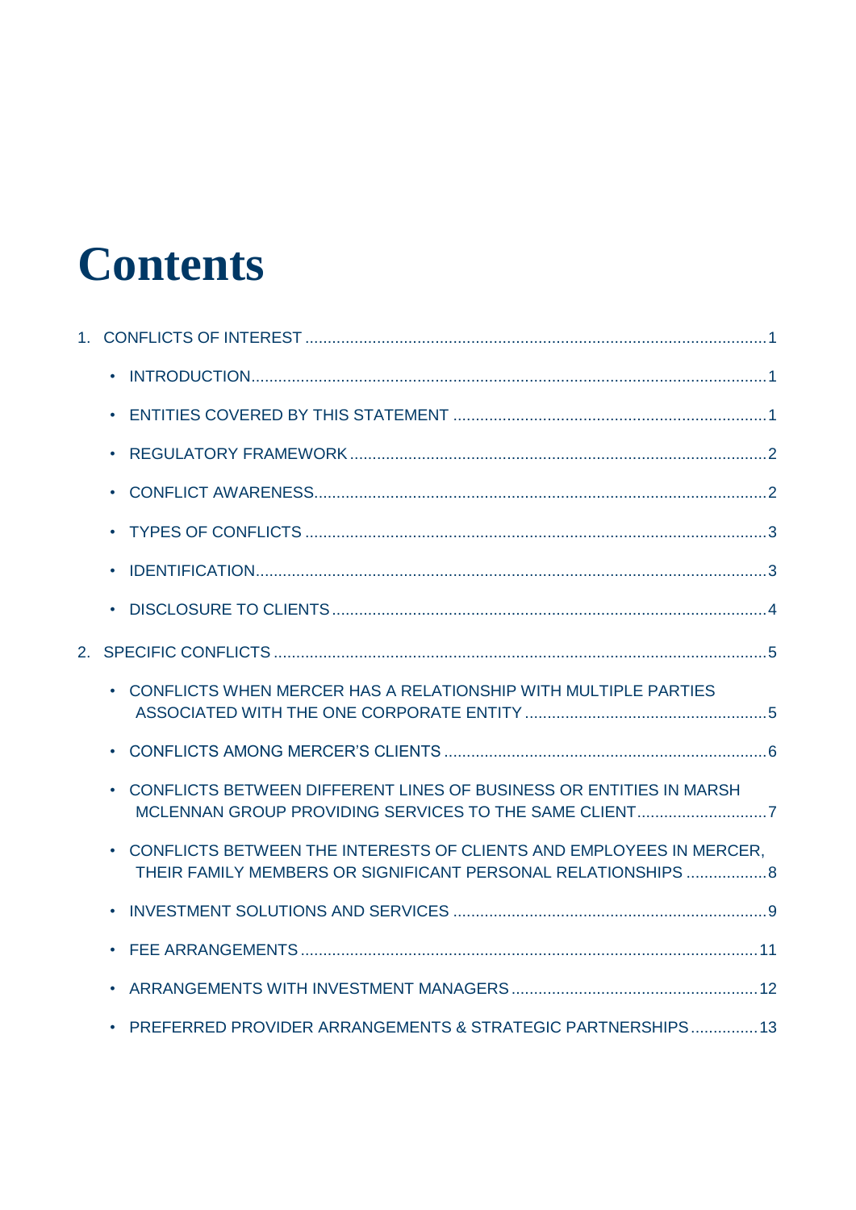# Contents

1. CONFLICTS OF INTEREST ....................................................................................................1
   - INTRODUCTION..............................................................................................................1
   - ENTITIES COVERED BY THIS STATEMENT .....................................................................1
   - REGULATORY FRAMEWORK ...........................................................................................2
   - CONFLICT AWARENESS....................................................................................................2
   - TYPES OF CONFLICTS .....................................................................................................3
   - IDENTIFICATION...............................................................................................................3
   - DISCLOSURE TO CLIENTS ...............................................................................................4
2. SPECIFIC CONFLICTS ...........................................................................................................5
   - CONFLICTS WHEN MERCER HAS A RELATIONSHIP WITH MULTIPLE PARTIES ASSOCIATED WITH THE ONE CORPORATE ENTITY .....................................................5
   - CONFLICTS AMONG MERCER'S CLIENTS .......................................................................6
   - CONFLICTS BETWEEN DIFFERENT LINES OF BUSINESS OR ENTITIES IN MARSH MCLENNAN GROUP PROVIDING SERVICES TO THE SAME CLIENT.............................7
   - CONFLICTS BETWEEN THE INTERESTS OF CLIENTS AND EMPLOYEES IN MERCER, THEIR FAMILY MEMBERS OR SIGNIFICANT PERSONAL RELATIONSHIPS ..................8
   - INVESTMENT SOLUTIONS AND SERVICES .....................................................................9
   - FEE ARRANGEMENTS.....................................................................................................11
   - ARRANGEMENTS WITH INVESTMENT MANAGERS ......................................................12
   - PREFERRED PROVIDER ARRANGEMENTS & STRATEGIC PARTNERSHIPS ...............13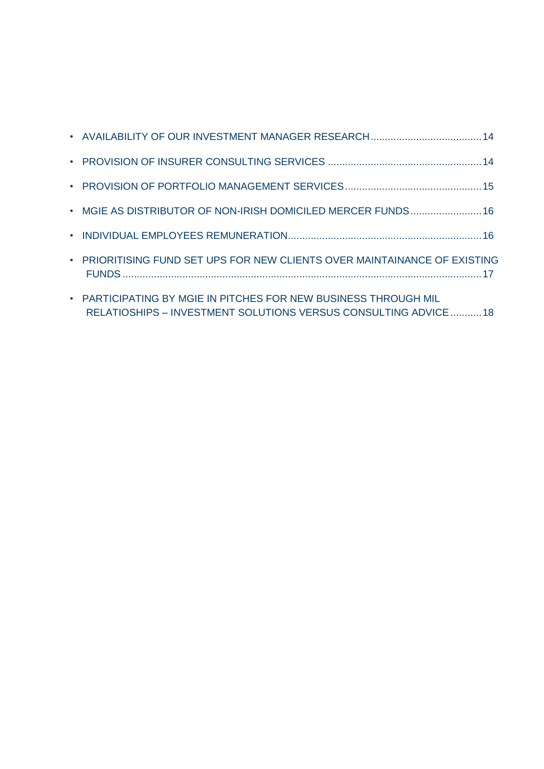- AVAILABILITY OF OUR INVESTMENT MANAGER RESEARCH....................................14
- PROVISION OF INSURER CONSULTING SERVICES ....................................................14
- PROVISION OF PORTFOLIO MANAGEMENT SERVICES................................................15
- MGIE AS DISTRIBUTOR OF NON-IRISH DOMICILED MERCER FUNDS.........................16
- INDIVIDUAL EMPLOYEES REMUNERATION....................................................................16
- PRIORITISING FUND SET UPS FOR NEW CLIENTS OVER MAINTAINANCE OF EXISTING FUNDS ..............................................................................................................................17
- PARTICIPATING BY MGIE IN PITCHES FOR NEW BUSINESS THROUGH MIL RELATIOSHIPS – INVESTMENT SOLUTIONS VERSUS CONSULTING ADVICE...........18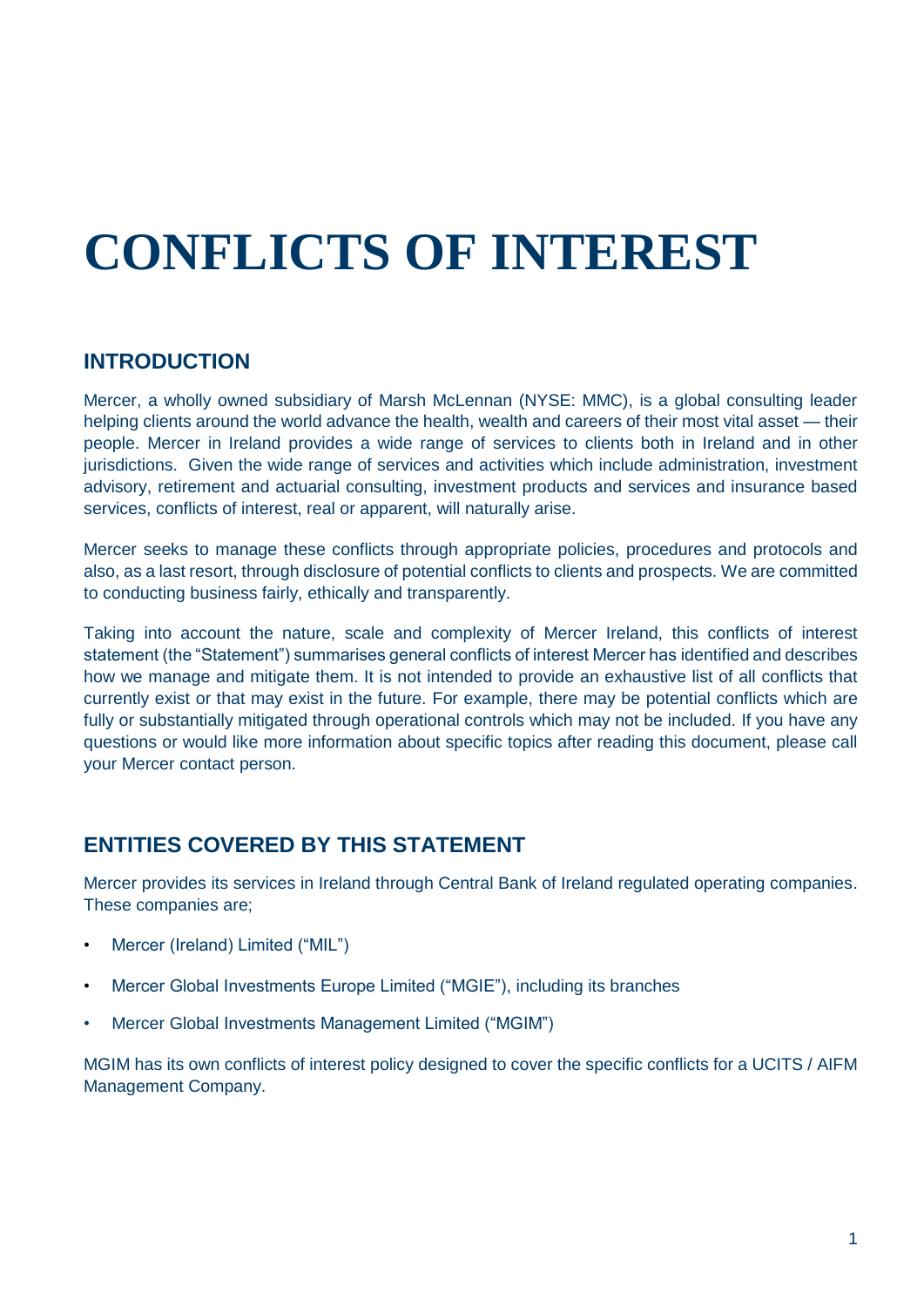# CONFLICTS OF INTEREST

## INTRODUCTION

Mercer, a wholly owned subsidiary of Marsh McLennan (NYSE: MMC), is a global consulting leader helping clients around the world advance the health, wealth and careers of their most vital asset — their people. Mercer in Ireland provides a wide range of services to clients both in Ireland and in other jurisdictions. Given the wide range of services and activities which include administration, investment advisory, retirement and actuarial consulting, investment products and services and insurance based services, conflicts of interest, real or apparent, will naturally arise.

Mercer seeks to manage these conflicts through appropriate policies, procedures and protocols and also, as a last resort, through disclosure of potential conflicts to clients and prospects. We are committed to conducting business fairly, ethically and transparently.

Taking into account the nature, scale and complexity of Mercer Ireland, this conflicts of interest statement (the "Statement") summarises general conflicts of interest Mercer has identified and describes how we manage and mitigate them. It is not intended to provide an exhaustive list of all conflicts that currently exist or that may exist in the future. For example, there may be potential conflicts which are fully or substantially mitigated through operational controls which may not be included. If you have any questions or would like more information about specific topics after reading this document, please call your Mercer contact person.

## ENTITIES COVERED BY THIS STATEMENT

Mercer provides its services in Ireland through Central Bank of Ireland regulated operating companies. These companies are;

- Mercer (Ireland) Limited ("MIL")
- Mercer Global Investments Europe Limited ("MGIE"), including its branches
- Mercer Global Investments Management Limited ("MGIM")

MGIM has its own conflicts of interest policy designed to cover the specific conflicts for a UCITS / AIFM Management Company.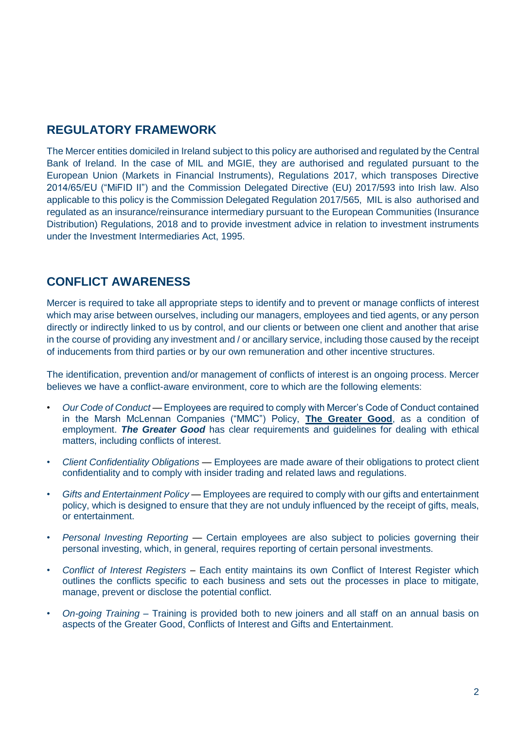## REGULATORY FRAMEWORK

The Mercer entities domiciled in Ireland subject to this policy are authorised and regulated by the Central Bank of Ireland. In the case of MIL and MGIE, they are authorised and regulated pursuant to the European Union (Markets in Financial Instruments), Regulations 2017, which transposes Directive 2014/65/EU ("MiFID II") and the Commission Delegated Directive (EU) 2017/593 into Irish law. Also applicable to this policy is the Commission Delegated Regulation 2017/565, MIL is also authorised and regulated as an insurance/reinsurance intermediary pursuant to the European Communities (Insurance Distribution) Regulations, 2018 and to provide investment advice in relation to investment instruments under the Investment Intermediaries Act, 1995.

## CONFLICT AWARENESS

Mercer is required to take all appropriate steps to identify and to prevent or manage conflicts of interest which may arise between ourselves, including our managers, employees and tied agents, or any person directly or indirectly linked to us by control, and our clients or between one client and another that arise in the course of providing any investment and / or ancillary service, including those caused by the receipt of inducements from third parties or by our own remuneration and other incentive structures.

The identification, prevention and/or management of conflicts of interest is an ongoing process. Mercer believes we have a conflict-aware environment, core to which are the following elements:

- *Our Code of Conduct* — Employees are required to comply with Mercer's Code of Conduct contained in the Marsh McLennan Companies ("MMC") Policy, **The Greater Good**, as a condition of employment. ***The Greater Good*** has clear requirements and guidelines for dealing with ethical matters, including conflicts of interest.
- *Client Confidentiality Obligations* — Employees are made aware of their obligations to protect client confidentiality and to comply with insider trading and related laws and regulations.
- *Gifts and Entertainment Policy* — Employees are required to comply with our gifts and entertainment policy, which is designed to ensure that they are not unduly influenced by the receipt of gifts, meals, or entertainment.
- *Personal Investing Reporting* — Certain employees are also subject to policies governing their personal investing, which, in general, requires reporting of certain personal investments.
- *Conflict of Interest Registers* – Each entity maintains its own Conflict of Interest Register which outlines the conflicts specific to each business and sets out the processes in place to mitigate, manage, prevent or disclose the potential conflict.
- *On-going Training* – Training is provided both to new joiners and all staff on an annual basis on aspects of the Greater Good, Conflicts of Interest and Gifts and Entertainment.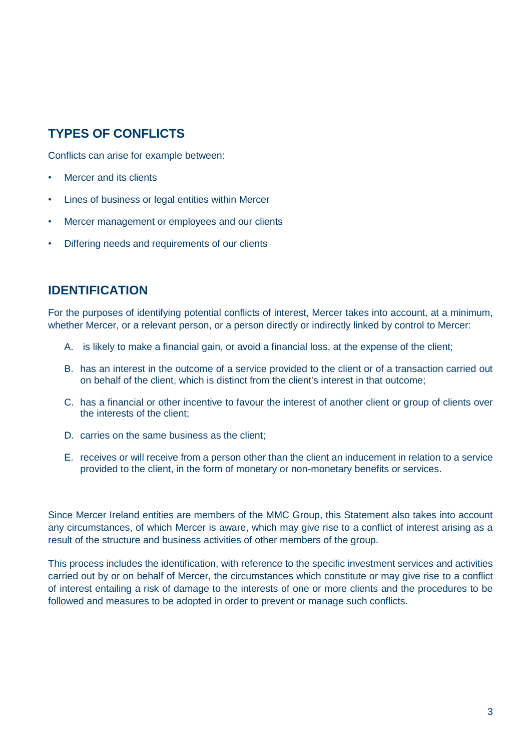## TYPES OF CONFLICTS

Conflicts can arise for example between:

- Mercer and its clients
- Lines of business or legal entities within Mercer
- Mercer management or employees and our clients
- Differing needs and requirements of our clients

## IDENTIFICATION

For the purposes of identifying potential conflicts of interest, Mercer takes into account, at a minimum, whether Mercer, or a relevant person, or a person directly or indirectly linked by control to Mercer:

A. is likely to make a financial gain, or avoid a financial loss, at the expense of the client;

B. has an interest in the outcome of a service provided to the client or of a transaction carried out on behalf of the client, which is distinct from the client's interest in that outcome;

C. has a financial or other incentive to favour the interest of another client or group of clients over the interests of the client;

D. carries on the same business as the client;

E. receives or will receive from a person other than the client an inducement in relation to a service provided to the client, in the form of monetary or non-monetary benefits or services.

Since Mercer Ireland entities are members of the MMC Group, this Statement also takes into account any circumstances, of which Mercer is aware, which may give rise to a conflict of interest arising as a result of the structure and business activities of other members of the group.

This process includes the identification, with reference to the specific investment services and activities carried out by or on behalf of Mercer, the circumstances which constitute or may give rise to a conflict of interest entailing a risk of damage to the interests of one or more clients and the procedures to be followed and measures to be adopted in order to prevent or manage such conflicts.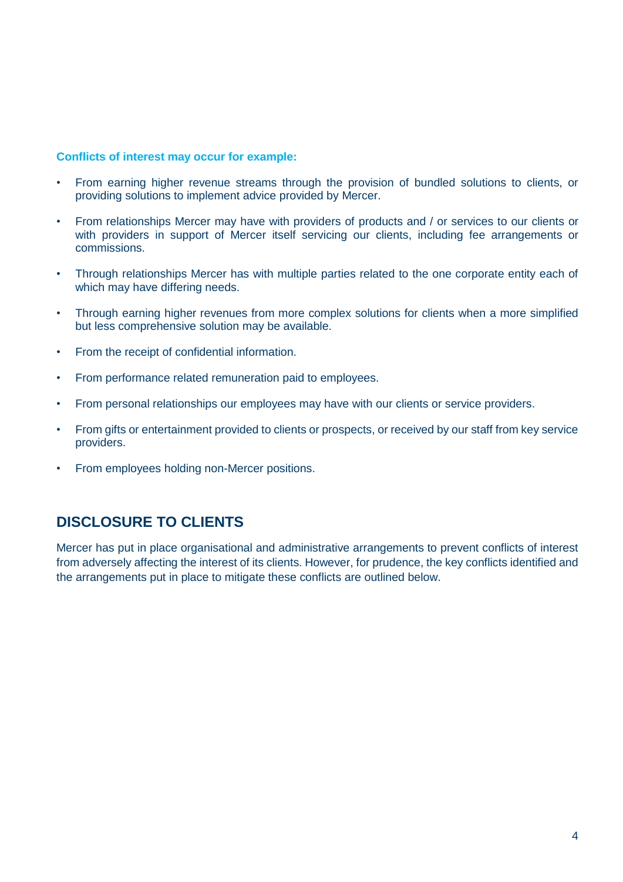**Conflicts of interest may occur for example:**

- From earning higher revenue streams through the provision of bundled solutions to clients, or providing solutions to implement advice provided by Mercer.
- From relationships Mercer may have with providers of products and / or services to our clients or with providers in support of Mercer itself servicing our clients, including fee arrangements or commissions.
- Through relationships Mercer has with multiple parties related to the one corporate entity each of which may have differing needs.
- Through earning higher revenues from more complex solutions for clients when a more simplified but less comprehensive solution may be available.
- From the receipt of confidential information.
- From performance related remuneration paid to employees.
- From personal relationships our employees may have with our clients or service providers.
- From gifts or entertainment provided to clients or prospects, or received by our staff from key service providers.
- From employees holding non-Mercer positions.

## DISCLOSURE TO CLIENTS

Mercer has put in place organisational and administrative arrangements to prevent conflicts of interest from adversely affecting the interest of its clients. However, for prudence, the key conflicts identified and the arrangements put in place to mitigate these conflicts are outlined below.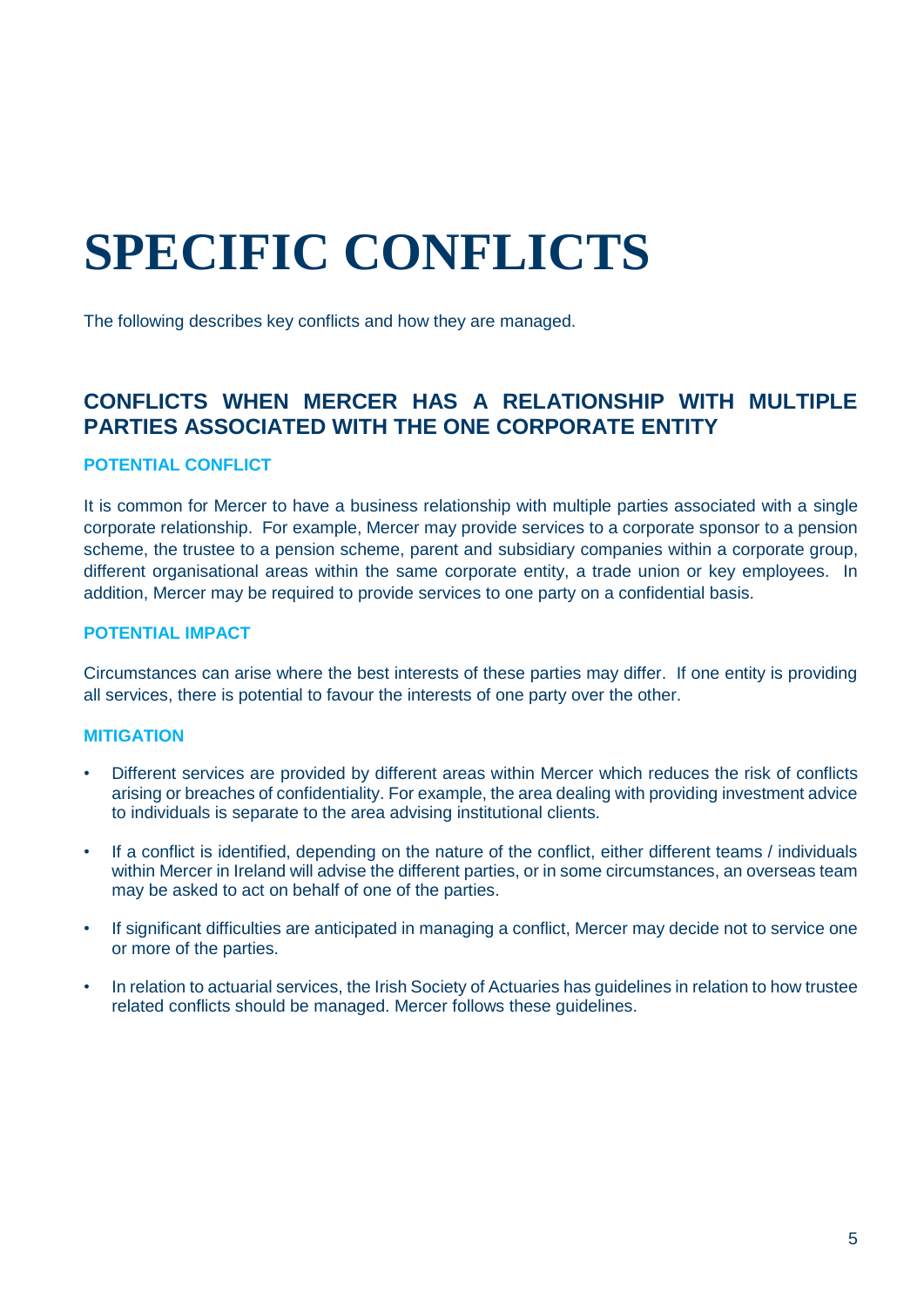# SPECIFIC CONFLICTS

The following describes key conflicts and how they are managed.

## CONFLICTS WHEN MERCER HAS A RELATIONSHIP WITH MULTIPLE PARTIES ASSOCIATED WITH THE ONE CORPORATE ENTITY

### POTENTIAL CONFLICT

It is common for Mercer to have a business relationship with multiple parties associated with a single corporate relationship. For example, Mercer may provide services to a corporate sponsor to a pension scheme, the trustee to a pension scheme, parent and subsidiary companies within a corporate group, different organisational areas within the same corporate entity, a trade union or key employees. In addition, Mercer may be required to provide services to one party on a confidential basis.

### POTENTIAL IMPACT

Circumstances can arise where the best interests of these parties may differ. If one entity is providing all services, there is potential to favour the interests of one party over the other.

### MITIGATION

- Different services are provided by different areas within Mercer which reduces the risk of conflicts arising or breaches of confidentiality. For example, the area dealing with providing investment advice to individuals is separate to the area advising institutional clients.
- If a conflict is identified, depending on the nature of the conflict, either different teams / individuals within Mercer in Ireland will advise the different parties, or in some circumstances, an overseas team may be asked to act on behalf of one of the parties.
- If significant difficulties are anticipated in managing a conflict, Mercer may decide not to service one or more of the parties.
- In relation to actuarial services, the Irish Society of Actuaries has guidelines in relation to how trustee related conflicts should be managed. Mercer follows these guidelines.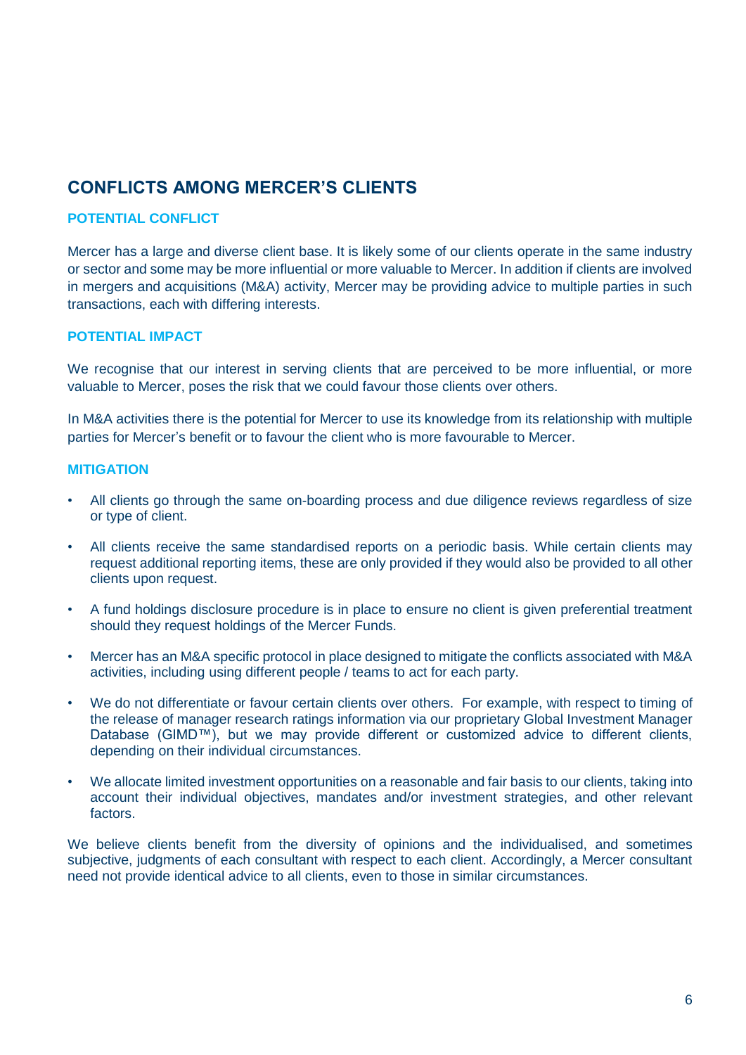## CONFLICTS AMONG MERCER'S CLIENTS

### POTENTIAL CONFLICT

Mercer has a large and diverse client base. It is likely some of our clients operate in the same industry or sector and some may be more influential or more valuable to Mercer. In addition if clients are involved in mergers and acquisitions (M&A) activity, Mercer may be providing advice to multiple parties in such transactions, each with differing interests.

### POTENTIAL IMPACT

We recognise that our interest in serving clients that are perceived to be more influential, or more valuable to Mercer, poses the risk that we could favour those clients over others.

In M&A activities there is the potential for Mercer to use its knowledge from its relationship with multiple parties for Mercer's benefit or to favour the client who is more favourable to Mercer.

### MITIGATION

- All clients go through the same on-boarding process and due diligence reviews regardless of size or type of client.
- All clients receive the same standardised reports on a periodic basis. While certain clients may request additional reporting items, these are only provided if they would also be provided to all other clients upon request.
- A fund holdings disclosure procedure is in place to ensure no client is given preferential treatment should they request holdings of the Mercer Funds.
- Mercer has an M&A specific protocol in place designed to mitigate the conflicts associated with M&A activities, including using different people / teams to act for each party.
- We do not differentiate or favour certain clients over others. For example, with respect to timing of the release of manager research ratings information via our proprietary Global Investment Manager Database (GIMD™), but we may provide different or customized advice to different clients, depending on their individual circumstances.
- We allocate limited investment opportunities on a reasonable and fair basis to our clients, taking into account their individual objectives, mandates and/or investment strategies, and other relevant factors.

We believe clients benefit from the diversity of opinions and the individualised, and sometimes subjective, judgments of each consultant with respect to each client. Accordingly, a Mercer consultant need not provide identical advice to all clients, even to those in similar circumstances.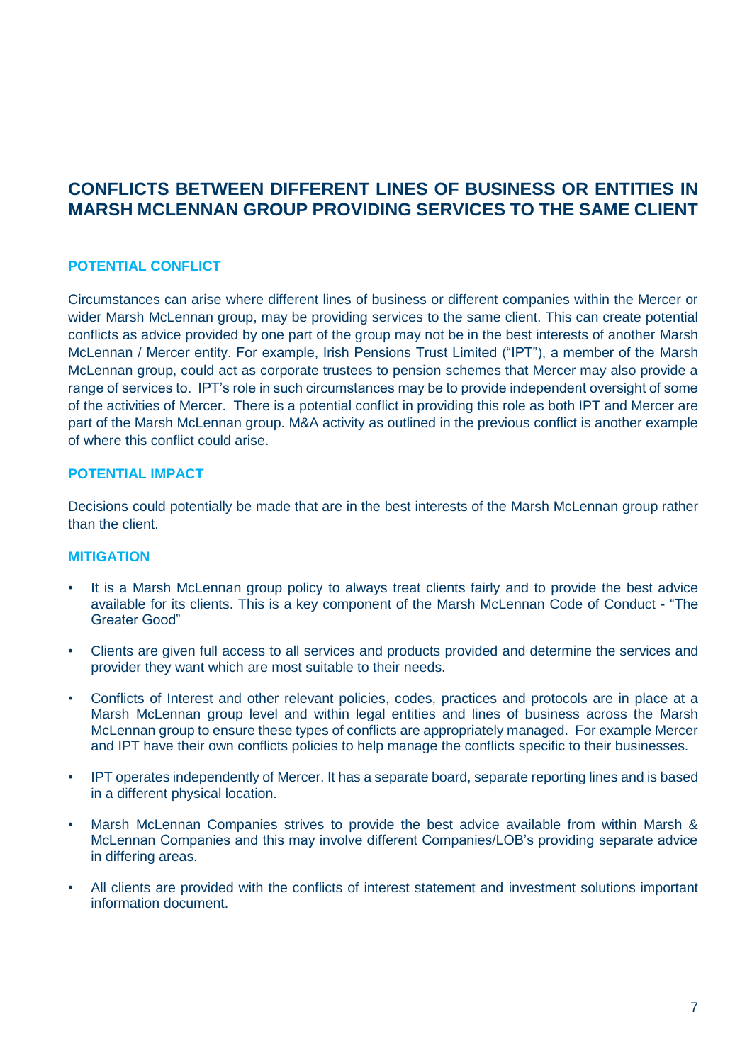## CONFLICTS BETWEEN DIFFERENT LINES OF BUSINESS OR ENTITIES IN MARSH MCLENNAN GROUP PROVIDING SERVICES TO THE SAME CLIENT

### POTENTIAL CONFLICT

Circumstances can arise where different lines of business or different companies within the Mercer or wider Marsh McLennan group, may be providing services to the same client. This can create potential conflicts as advice provided by one part of the group may not be in the best interests of another Marsh McLennan / Mercer entity. For example, Irish Pensions Trust Limited ("IPT"), a member of the Marsh McLennan group, could act as corporate trustees to pension schemes that Mercer may also provide a range of services to. IPT's role in such circumstances may be to provide independent oversight of some of the activities of Mercer. There is a potential conflict in providing this role as both IPT and Mercer are part of the Marsh McLennan group. M&A activity as outlined in the previous conflict is another example of where this conflict could arise.

### POTENTIAL IMPACT

Decisions could potentially be made that are in the best interests of the Marsh McLennan group rather than the client.

### MITIGATION

- It is a Marsh McLennan group policy to always treat clients fairly and to provide the best advice available for its clients. This is a key component of the Marsh McLennan Code of Conduct - "The Greater Good"
- Clients are given full access to all services and products provided and determine the services and provider they want which are most suitable to their needs.
- Conflicts of Interest and other relevant policies, codes, practices and protocols are in place at a Marsh McLennan group level and within legal entities and lines of business across the Marsh McLennan group to ensure these types of conflicts are appropriately managed. For example Mercer and IPT have their own conflicts policies to help manage the conflicts specific to their businesses.
- IPT operates independently of Mercer. It has a separate board, separate reporting lines and is based in a different physical location.
- Marsh McLennan Companies strives to provide the best advice available from within Marsh & McLennan Companies and this may involve different Companies/LOB's providing separate advice in differing areas.
- All clients are provided with the conflicts of interest statement and investment solutions important information document.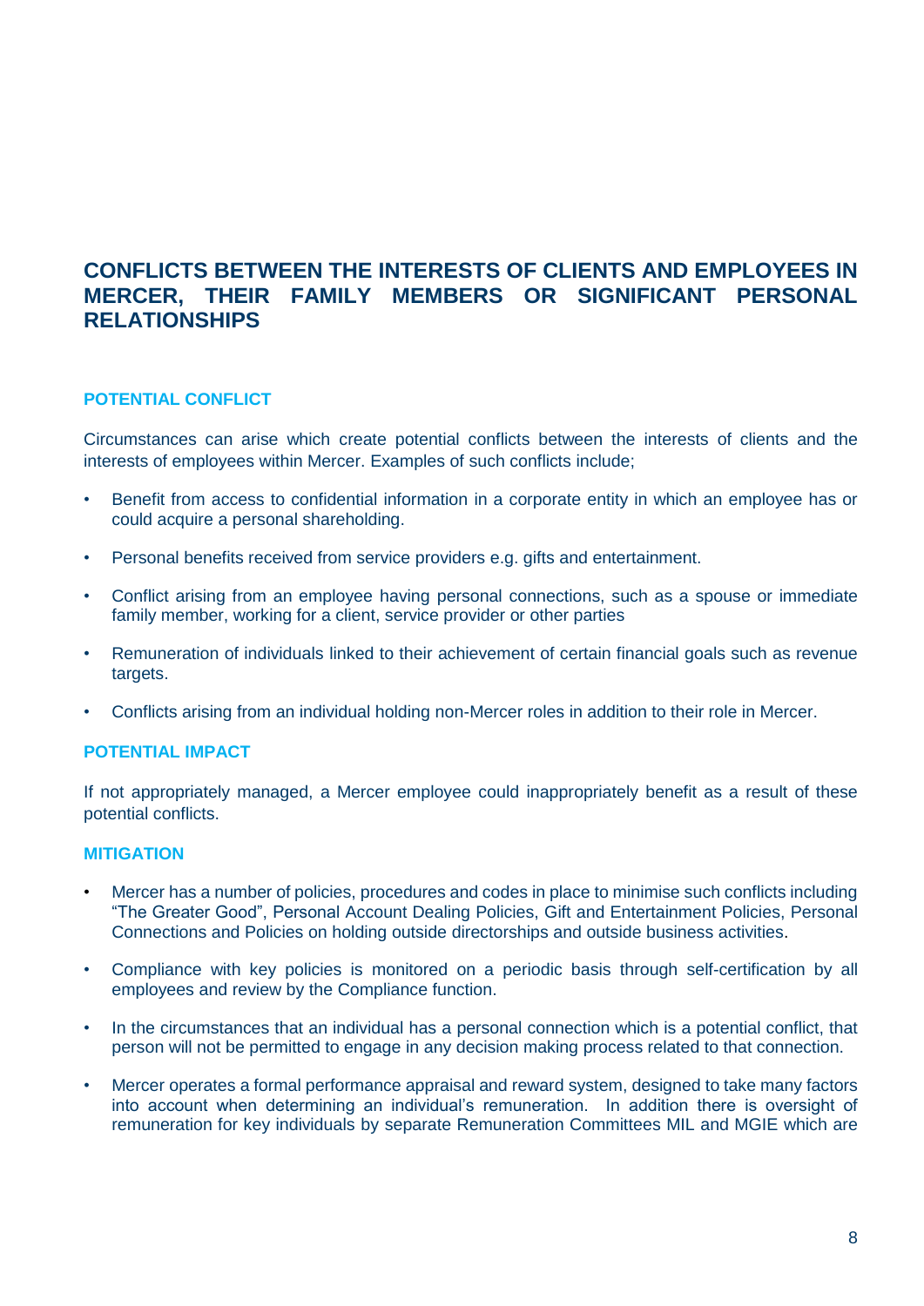## CONFLICTS BETWEEN THE INTERESTS OF CLIENTS AND EMPLOYEES IN MERCER, THEIR FAMILY MEMBERS OR SIGNIFICANT PERSONAL RELATIONSHIPS

### POTENTIAL CONFLICT

Circumstances can arise which create potential conflicts between the interests of clients and the interests of employees within Mercer. Examples of such conflicts include;

- Benefit from access to confidential information in a corporate entity in which an employee has or could acquire a personal shareholding.
- Personal benefits received from service providers e.g. gifts and entertainment.
- Conflict arising from an employee having personal connections, such as a spouse or immediate family member, working for a client, service provider or other parties
- Remuneration of individuals linked to their achievement of certain financial goals such as revenue targets.
- Conflicts arising from an individual holding non-Mercer roles in addition to their role in Mercer.

### POTENTIAL IMPACT

If not appropriately managed, a Mercer employee could inappropriately benefit as a result of these potential conflicts.

### MITIGATION

- Mercer has a number of policies, procedures and codes in place to minimise such conflicts including "The Greater Good", Personal Account Dealing Policies, Gift and Entertainment Policies, Personal Connections and Policies on holding outside directorships and outside business activities.
- Compliance with key policies is monitored on a periodic basis through self-certification by all employees and review by the Compliance function.
- In the circumstances that an individual has a personal connection which is a potential conflict, that person will not be permitted to engage in any decision making process related to that connection.
- Mercer operates a formal performance appraisal and reward system, designed to take many factors into account when determining an individual's remuneration. In addition there is oversight of remuneration for key individuals by separate Remuneration Committees MIL and MGIE which are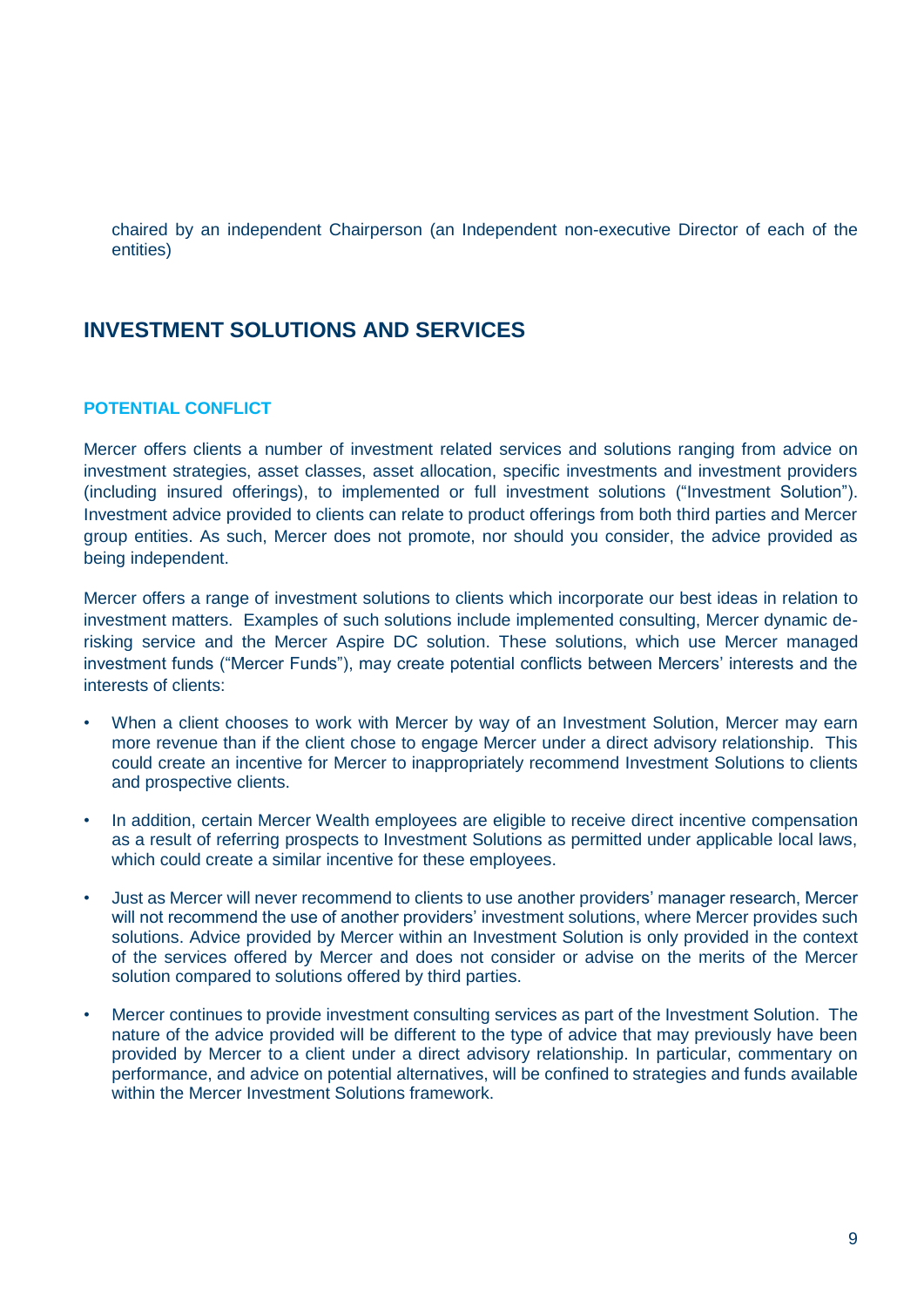chaired by an independent Chairperson (an Independent non-executive Director of each of the entities)

## INVESTMENT SOLUTIONS AND SERVICES

### POTENTIAL CONFLICT

Mercer offers clients a number of investment related services and solutions ranging from advice on investment strategies, asset classes, asset allocation, specific investments and investment providers (including insured offerings), to implemented or full investment solutions ("Investment Solution"). Investment advice provided to clients can relate to product offerings from both third parties and Mercer group entities. As such, Mercer does not promote, nor should you consider, the advice provided as being independent.

Mercer offers a range of investment solutions to clients which incorporate our best ideas in relation to investment matters. Examples of such solutions include implemented consulting, Mercer dynamic de-risking service and the Mercer Aspire DC solution. These solutions, which use Mercer managed investment funds ("Mercer Funds"), may create potential conflicts between Mercers' interests and the interests of clients:

- When a client chooses to work with Mercer by way of an Investment Solution, Mercer may earn more revenue than if the client chose to engage Mercer under a direct advisory relationship. This could create an incentive for Mercer to inappropriately recommend Investment Solutions to clients and prospective clients.
- In addition, certain Mercer Wealth employees are eligible to receive direct incentive compensation as a result of referring prospects to Investment Solutions as permitted under applicable local laws, which could create a similar incentive for these employees.
- Just as Mercer will never recommend to clients to use another providers' manager research, Mercer will not recommend the use of another providers' investment solutions, where Mercer provides such solutions. Advice provided by Mercer within an Investment Solution is only provided in the context of the services offered by Mercer and does not consider or advise on the merits of the Mercer solution compared to solutions offered by third parties.
- Mercer continues to provide investment consulting services as part of the Investment Solution. The nature of the advice provided will be different to the type of advice that may previously have been provided by Mercer to a client under a direct advisory relationship. In particular, commentary on performance, and advice on potential alternatives, will be confined to strategies and funds available within the Mercer Investment Solutions framework.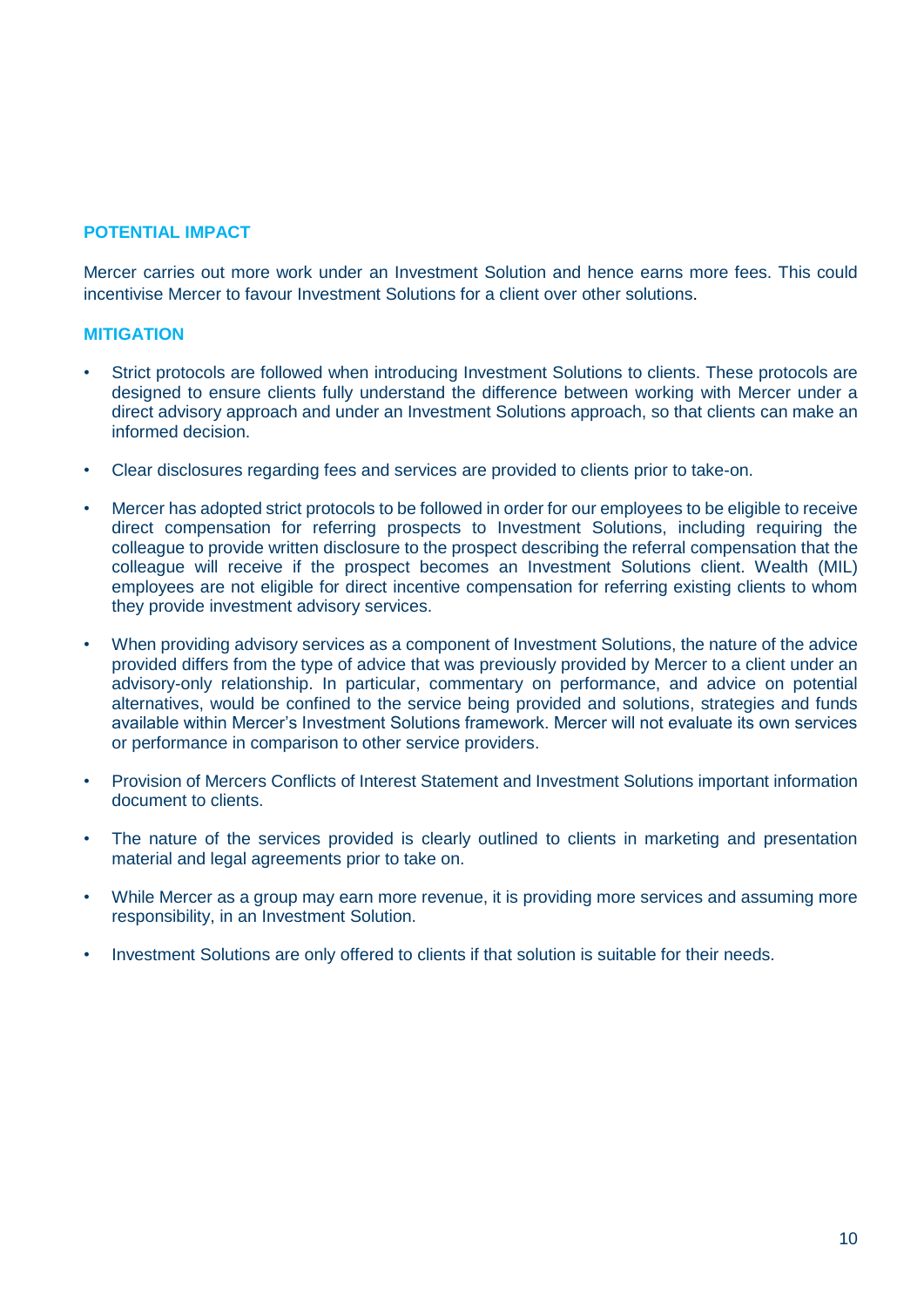## POTENTIAL IMPACT

Mercer carries out more work under an Investment Solution and hence earns more fees. This could incentivise Mercer to favour Investment Solutions for a client over other solutions.

## MITIGATION

- Strict protocols are followed when introducing Investment Solutions to clients. These protocols are designed to ensure clients fully understand the difference between working with Mercer under a direct advisory approach and under an Investment Solutions approach, so that clients can make an informed decision.
- Clear disclosures regarding fees and services are provided to clients prior to take-on.
- Mercer has adopted strict protocols to be followed in order for our employees to be eligible to receive direct compensation for referring prospects to Investment Solutions, including requiring the colleague to provide written disclosure to the prospect describing the referral compensation that the colleague will receive if the prospect becomes an Investment Solutions client. Wealth (MIL) employees are not eligible for direct incentive compensation for referring existing clients to whom they provide investment advisory services.
- When providing advisory services as a component of Investment Solutions, the nature of the advice provided differs from the type of advice that was previously provided by Mercer to a client under an advisory-only relationship. In particular, commentary on performance, and advice on potential alternatives, would be confined to the service being provided and solutions, strategies and funds available within Mercer's Investment Solutions framework. Mercer will not evaluate its own services or performance in comparison to other service providers.
- Provision of Mercers Conflicts of Interest Statement and Investment Solutions important information document to clients.
- The nature of the services provided is clearly outlined to clients in marketing and presentation material and legal agreements prior to take on.
- While Mercer as a group may earn more revenue, it is providing more services and assuming more responsibility, in an Investment Solution.
- Investment Solutions are only offered to clients if that solution is suitable for their needs.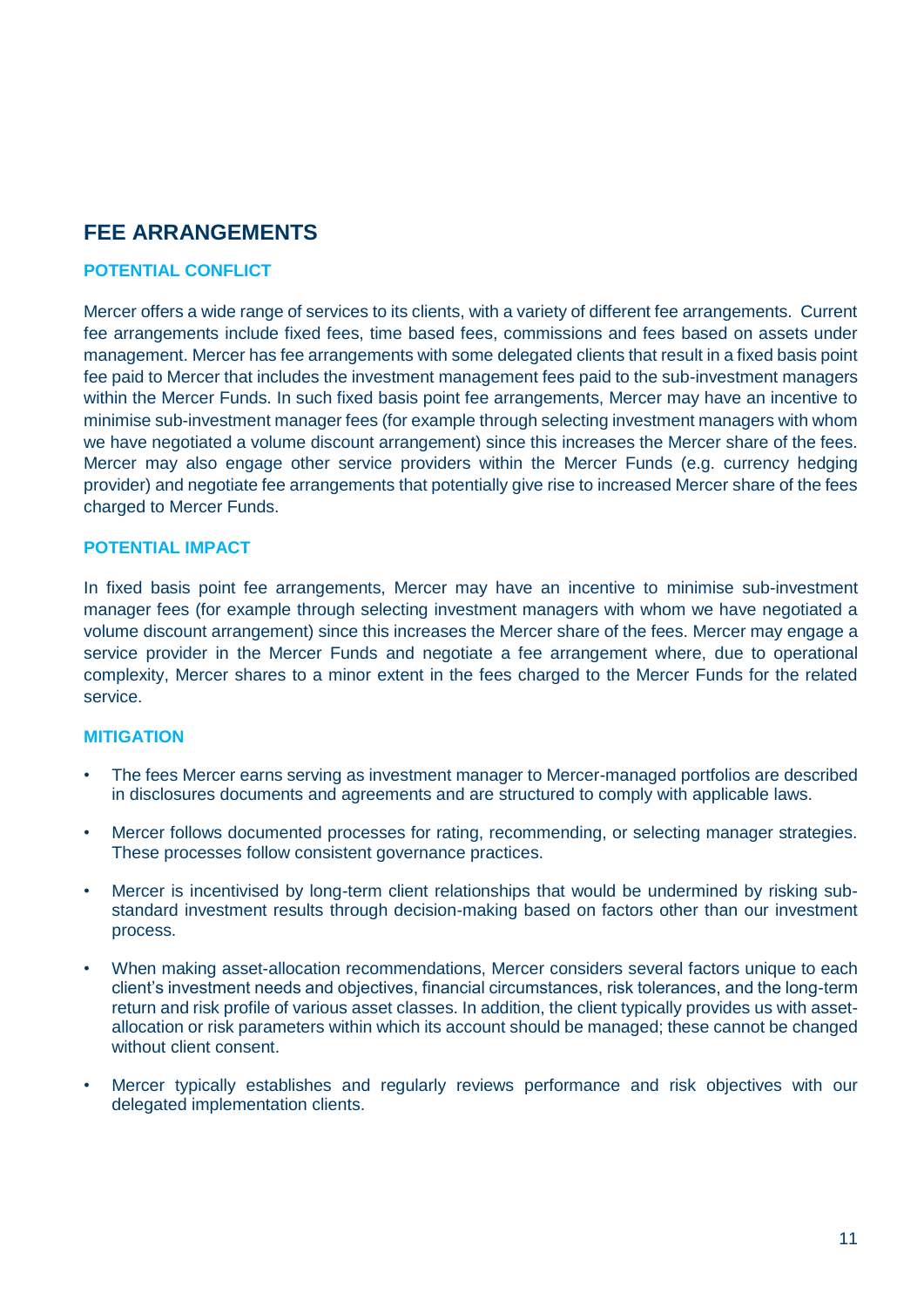## FEE ARRANGEMENTS

### POTENTIAL CONFLICT

Mercer offers a wide range of services to its clients, with a variety of different fee arrangements. Current fee arrangements include fixed fees, time based fees, commissions and fees based on assets under management. Mercer has fee arrangements with some delegated clients that result in a fixed basis point fee paid to Mercer that includes the investment management fees paid to the sub-investment managers within the Mercer Funds. In such fixed basis point fee arrangements, Mercer may have an incentive to minimise sub-investment manager fees (for example through selecting investment managers with whom we have negotiated a volume discount arrangement) since this increases the Mercer share of the fees. Mercer may also engage other service providers within the Mercer Funds (e.g. currency hedging provider) and negotiate fee arrangements that potentially give rise to increased Mercer share of the fees charged to Mercer Funds.

### POTENTIAL IMPACT

In fixed basis point fee arrangements, Mercer may have an incentive to minimise sub-investment manager fees (for example through selecting investment managers with whom we have negotiated a volume discount arrangement) since this increases the Mercer share of the fees. Mercer may engage a service provider in the Mercer Funds and negotiate a fee arrangement where, due to operational complexity, Mercer shares to a minor extent in the fees charged to the Mercer Funds for the related service.

### MITIGATION

- The fees Mercer earns serving as investment manager to Mercer-managed portfolios are described in disclosures documents and agreements and are structured to comply with applicable laws.
- Mercer follows documented processes for rating, recommending, or selecting manager strategies. These processes follow consistent governance practices.
- Mercer is incentivised by long-term client relationships that would be undermined by risking sub-standard investment results through decision-making based on factors other than our investment process.
- When making asset-allocation recommendations, Mercer considers several factors unique to each client's investment needs and objectives, financial circumstances, risk tolerances, and the long-term return and risk profile of various asset classes. In addition, the client typically provides us with asset-allocation or risk parameters within which its account should be managed; these cannot be changed without client consent.
- Mercer typically establishes and regularly reviews performance and risk objectives with our delegated implementation clients.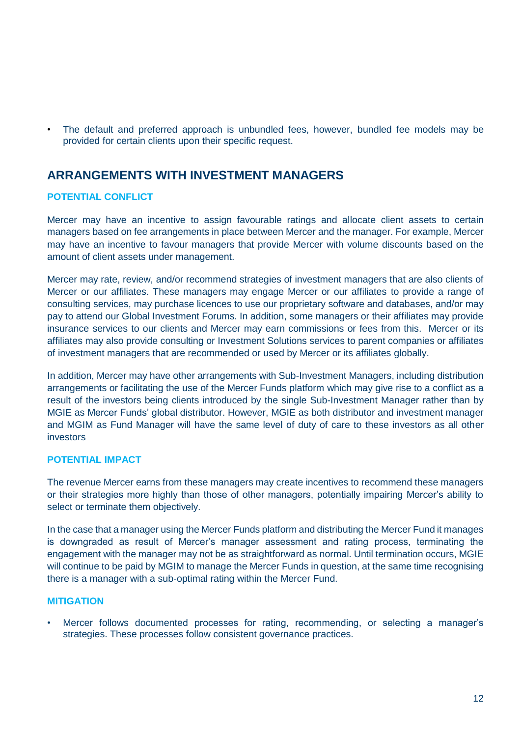- The default and preferred approach is unbundled fees, however, bundled fee models may be provided for certain clients upon their specific request.

## ARRANGEMENTS WITH INVESTMENT MANAGERS

### POTENTIAL CONFLICT

Mercer may have an incentive to assign favourable ratings and allocate client assets to certain managers based on fee arrangements in place between Mercer and the manager. For example, Mercer may have an incentive to favour managers that provide Mercer with volume discounts based on the amount of client assets under management.

Mercer may rate, review, and/or recommend strategies of investment managers that are also clients of Mercer or our affiliates. These managers may engage Mercer or our affiliates to provide a range of consulting services, may purchase licences to use our proprietary software and databases, and/or may pay to attend our Global Investment Forums. In addition, some managers or their affiliates may provide insurance services to our clients and Mercer may earn commissions or fees from this. Mercer or its affiliates may also provide consulting or Investment Solutions services to parent companies or affiliates of investment managers that are recommended or used by Mercer or its affiliates globally.

In addition, Mercer may have other arrangements with Sub-Investment Managers, including distribution arrangements or facilitating the use of the Mercer Funds platform which may give rise to a conflict as a result of the investors being clients introduced by the single Sub-Investment Manager rather than by MGIE as Mercer Funds' global distributor. However, MGIE as both distributor and investment manager and MGIM as Fund Manager will have the same level of duty of care to these investors as all other investors

### POTENTIAL IMPACT

The revenue Mercer earns from these managers may create incentives to recommend these managers or their strategies more highly than those of other managers, potentially impairing Mercer's ability to select or terminate them objectively.

In the case that a manager using the Mercer Funds platform and distributing the Mercer Fund it manages is downgraded as result of Mercer's manager assessment and rating process, terminating the engagement with the manager may not be as straightforward as normal. Until termination occurs, MGIE will continue to be paid by MGIM to manage the Mercer Funds in question, at the same time recognising there is a manager with a sub-optimal rating within the Mercer Fund.

### MITIGATION

- Mercer follows documented processes for rating, recommending, or selecting a manager's strategies. These processes follow consistent governance practices.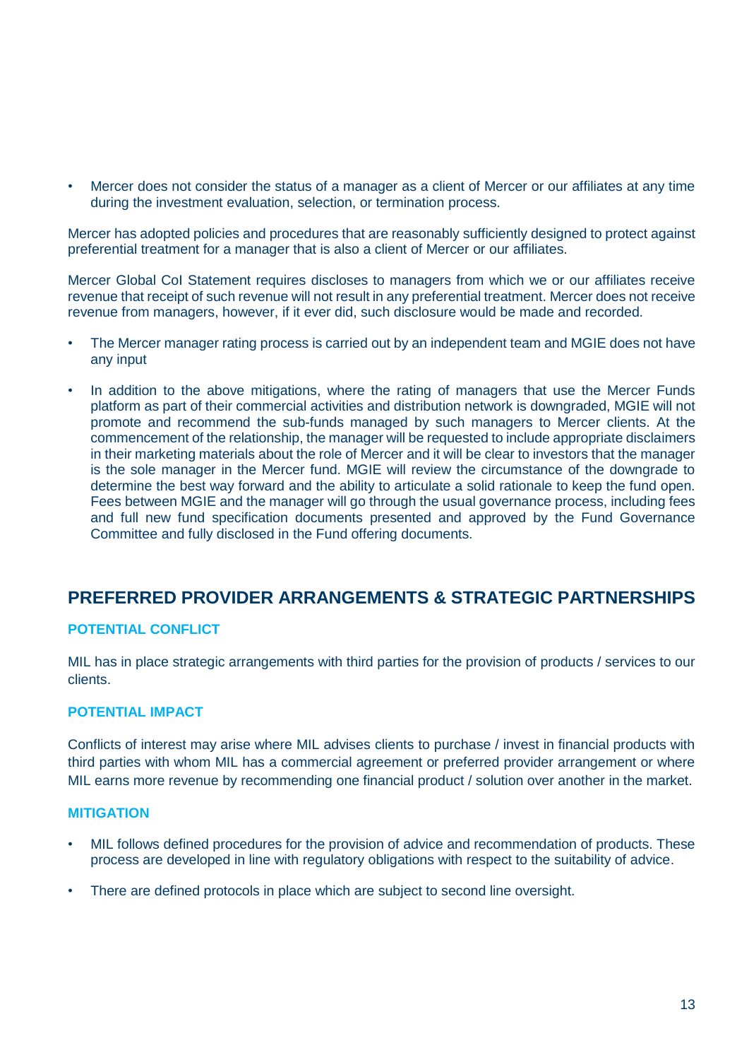- Mercer does not consider the status of a manager as a client of Mercer or our affiliates at any time during the investment evaluation, selection, or termination process.

Mercer has adopted policies and procedures that are reasonably sufficiently designed to protect against preferential treatment for a manager that is also a client of Mercer or our affiliates.

Mercer Global CoI Statement requires discloses to managers from which we or our affiliates receive revenue that receipt of such revenue will not result in any preferential treatment. Mercer does not receive revenue from managers, however, if it ever did, such disclosure would be made and recorded.

- The Mercer manager rating process is carried out by an independent team and MGIE does not have any input
- In addition to the above mitigations, where the rating of managers that use the Mercer Funds platform as part of their commercial activities and distribution network is downgraded, MGIE will not promote and recommend the sub-funds managed by such managers to Mercer clients. At the commencement of the relationship, the manager will be requested to include appropriate disclaimers in their marketing materials about the role of Mercer and it will be clear to investors that the manager is the sole manager in the Mercer fund. MGIE will review the circumstance of the downgrade to determine the best way forward and the ability to articulate a solid rationale to keep the fund open. Fees between MGIE and the manager will go through the usual governance process, including fees and full new fund specification documents presented and approved by the Fund Governance Committee and fully disclosed in the Fund offering documents.

## PREFERRED PROVIDER ARRANGEMENTS & STRATEGIC PARTNERSHIPS

### POTENTIAL CONFLICT

MIL has in place strategic arrangements with third parties for the provision of products / services to our clients.

### POTENTIAL IMPACT

Conflicts of interest may arise where MIL advises clients to purchase / invest in financial products with third parties with whom MIL has a commercial agreement or preferred provider arrangement or where MIL earns more revenue by recommending one financial product / solution over another in the market.

### MITIGATION

- MIL follows defined procedures for the provision of advice and recommendation of products. These process are developed in line with regulatory obligations with respect to the suitability of advice.
- There are defined protocols in place which are subject to second line oversight.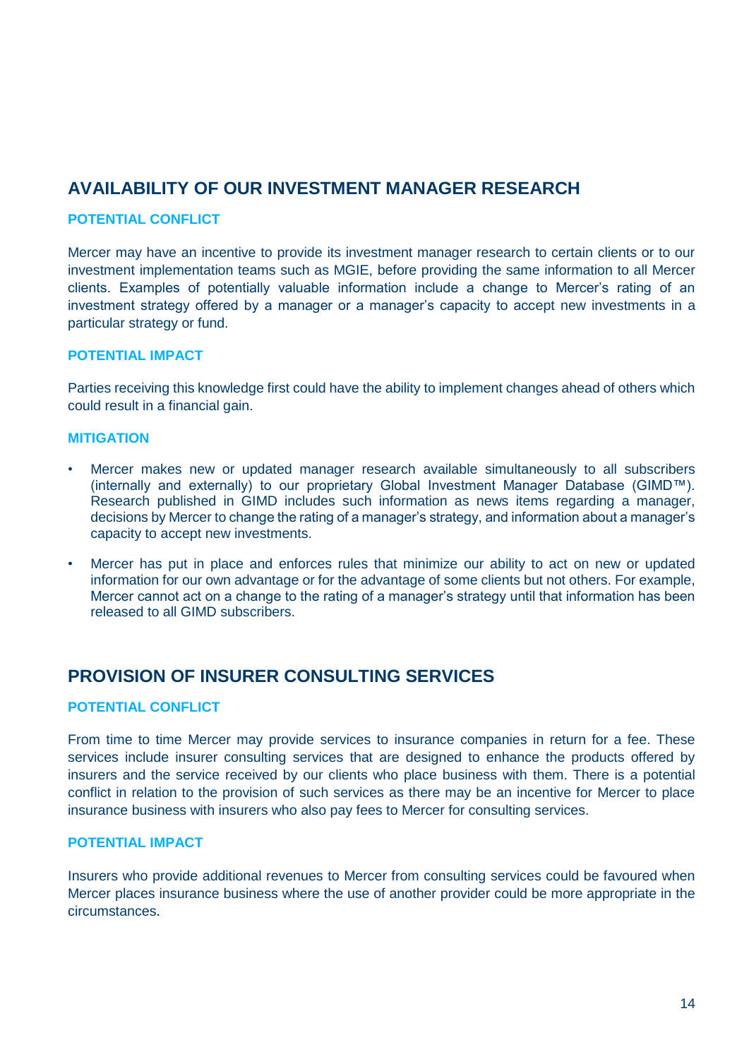## AVAILABILITY OF OUR INVESTMENT MANAGER RESEARCH

### POTENTIAL CONFLICT

Mercer may have an incentive to provide its investment manager research to certain clients or to our investment implementation teams such as MGIE, before providing the same information to all Mercer clients. Examples of potentially valuable information include a change to Mercer's rating of an investment strategy offered by a manager or a manager's capacity to accept new investments in a particular strategy or fund.

### POTENTIAL IMPACT

Parties receiving this knowledge first could have the ability to implement changes ahead of others which could result in a financial gain.

### MITIGATION

- Mercer makes new or updated manager research available simultaneously to all subscribers (internally and externally) to our proprietary Global Investment Manager Database (GIMD™). Research published in GIMD includes such information as news items regarding a manager, decisions by Mercer to change the rating of a manager's strategy, and information about a manager's capacity to accept new investments.
- Mercer has put in place and enforces rules that minimize our ability to act on new or updated information for our own advantage or for the advantage of some clients but not others. For example, Mercer cannot act on a change to the rating of a manager's strategy until that information has been released to all GIMD subscribers.

## PROVISION OF INSURER CONSULTING SERVICES

### POTENTIAL CONFLICT

From time to time Mercer may provide services to insurance companies in return for a fee. These services include insurer consulting services that are designed to enhance the products offered by insurers and the service received by our clients who place business with them. There is a potential conflict in relation to the provision of such services as there may be an incentive for Mercer to place insurance business with insurers who also pay fees to Mercer for consulting services.

### POTENTIAL IMPACT

Insurers who provide additional revenues to Mercer from consulting services could be favoured when Mercer places insurance business where the use of another provider could be more appropriate in the circumstances.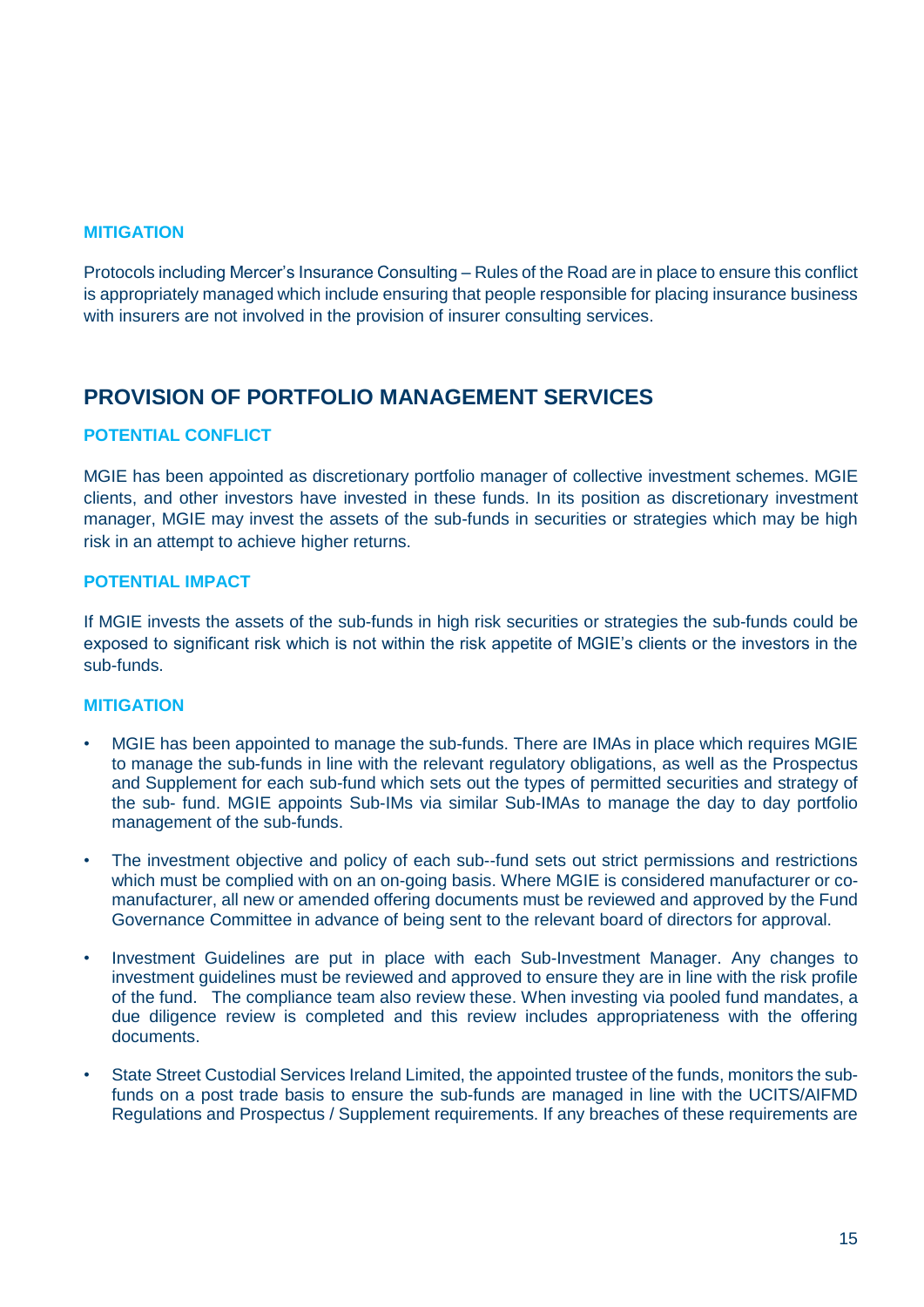### MITIGATION

Protocols including Mercer's Insurance Consulting – Rules of the Road are in place to ensure this conflict is appropriately managed which include ensuring that people responsible for placing insurance business with insurers are not involved in the provision of insurer consulting services.

## PROVISION OF PORTFOLIO MANAGEMENT SERVICES

### POTENTIAL CONFLICT

MGIE has been appointed as discretionary portfolio manager of collective investment schemes. MGIE clients, and other investors have invested in these funds. In its position as discretionary investment manager, MGIE may invest the assets of the sub-funds in securities or strategies which may be high risk in an attempt to achieve higher returns.

### POTENTIAL IMPACT

If MGIE invests the assets of the sub-funds in high risk securities or strategies the sub-funds could be exposed to significant risk which is not within the risk appetite of MGIE's clients or the investors in the sub-funds.

### MITIGATION

- MGIE has been appointed to manage the sub-funds. There are IMAs in place which requires MGIE to manage the sub-funds in line with the relevant regulatory obligations, as well as the Prospectus and Supplement for each sub-fund which sets out the types of permitted securities and strategy of the sub- fund. MGIE appoints Sub-IMs via similar Sub-IMAs to manage the day to day portfolio management of the sub-funds.
- The investment objective and policy of each sub--fund sets out strict permissions and restrictions which must be complied with on an on-going basis. Where MGIE is considered manufacturer or co-manufacturer, all new or amended offering documents must be reviewed and approved by the Fund Governance Committee in advance of being sent to the relevant board of directors for approval.
- Investment Guidelines are put in place with each Sub-Investment Manager. Any changes to investment guidelines must be reviewed and approved to ensure they are in line with the risk profile of the fund. The compliance team also review these. When investing via pooled fund mandates, a due diligence review is completed and this review includes appropriateness with the offering documents.
- State Street Custodial Services Ireland Limited, the appointed trustee of the funds, monitors the sub-funds on a post trade basis to ensure the sub-funds are managed in line with the UCITS/AIFMD Regulations and Prospectus / Supplement requirements. If any breaches of these requirements are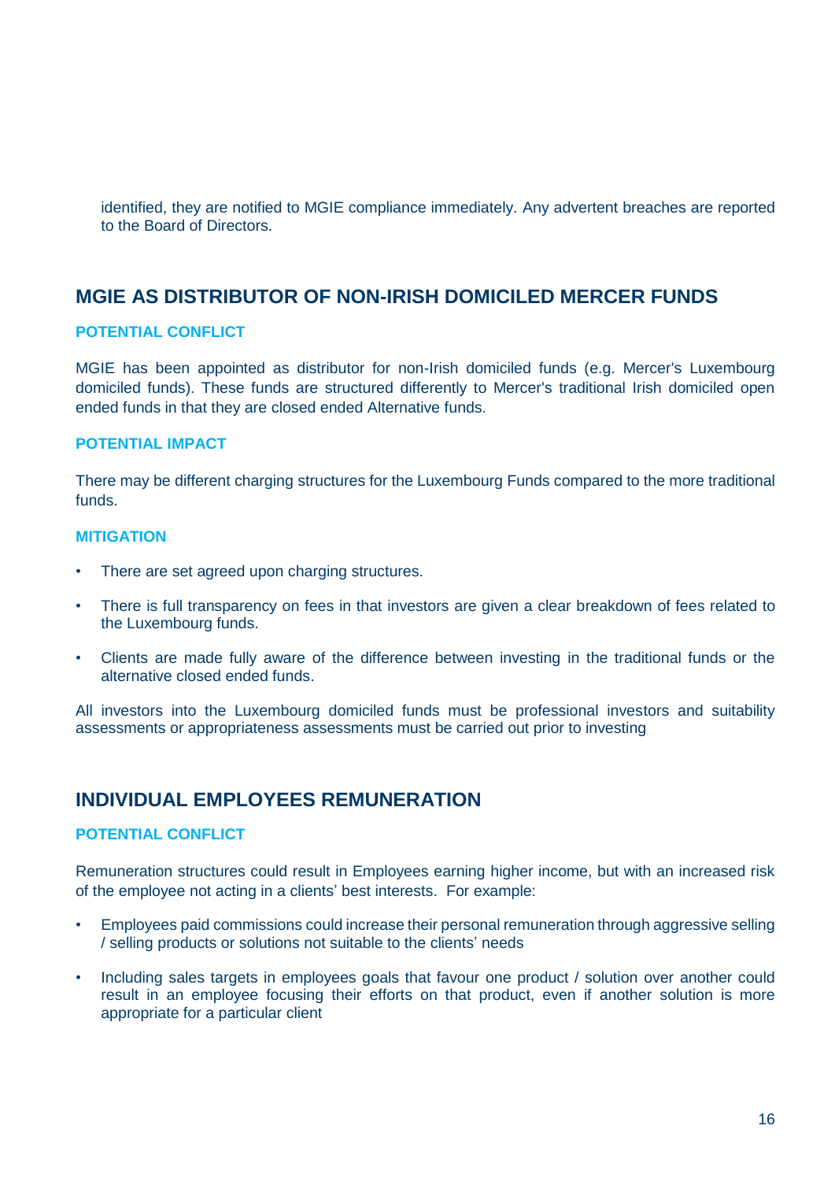identified, they are notified to MGIE compliance immediately. Any advertent breaches are reported to the Board of Directors.

## MGIE AS DISTRIBUTOR OF NON-IRISH DOMICILED MERCER FUNDS

### POTENTIAL CONFLICT

MGIE has been appointed as distributor for non-Irish domiciled funds (e.g. Mercer's Luxembourg domiciled funds). These funds are structured differently to Mercer's traditional Irish domiciled open ended funds in that they are closed ended Alternative funds.

### POTENTIAL IMPACT

There may be different charging structures for the Luxembourg Funds compared to the more traditional funds.

### MITIGATION

- There are set agreed upon charging structures.
- There is full transparency on fees in that investors are given a clear breakdown of fees related to the Luxembourg funds.
- Clients are made fully aware of the difference between investing in the traditional funds or the alternative closed ended funds.

All investors into the Luxembourg domiciled funds must be professional investors and suitability assessments or appropriateness assessments must be carried out prior to investing

## INDIVIDUAL EMPLOYEES REMUNERATION

### POTENTIAL CONFLICT

Remuneration structures could result in Employees earning higher income, but with an increased risk of the employee not acting in a clients' best interests. For example:

- Employees paid commissions could increase their personal remuneration through aggressive selling / selling products or solutions not suitable to the clients' needs
- Including sales targets in employees goals that favour one product / solution over another could result in an employee focusing their efforts on that product, even if another solution is more appropriate for a particular client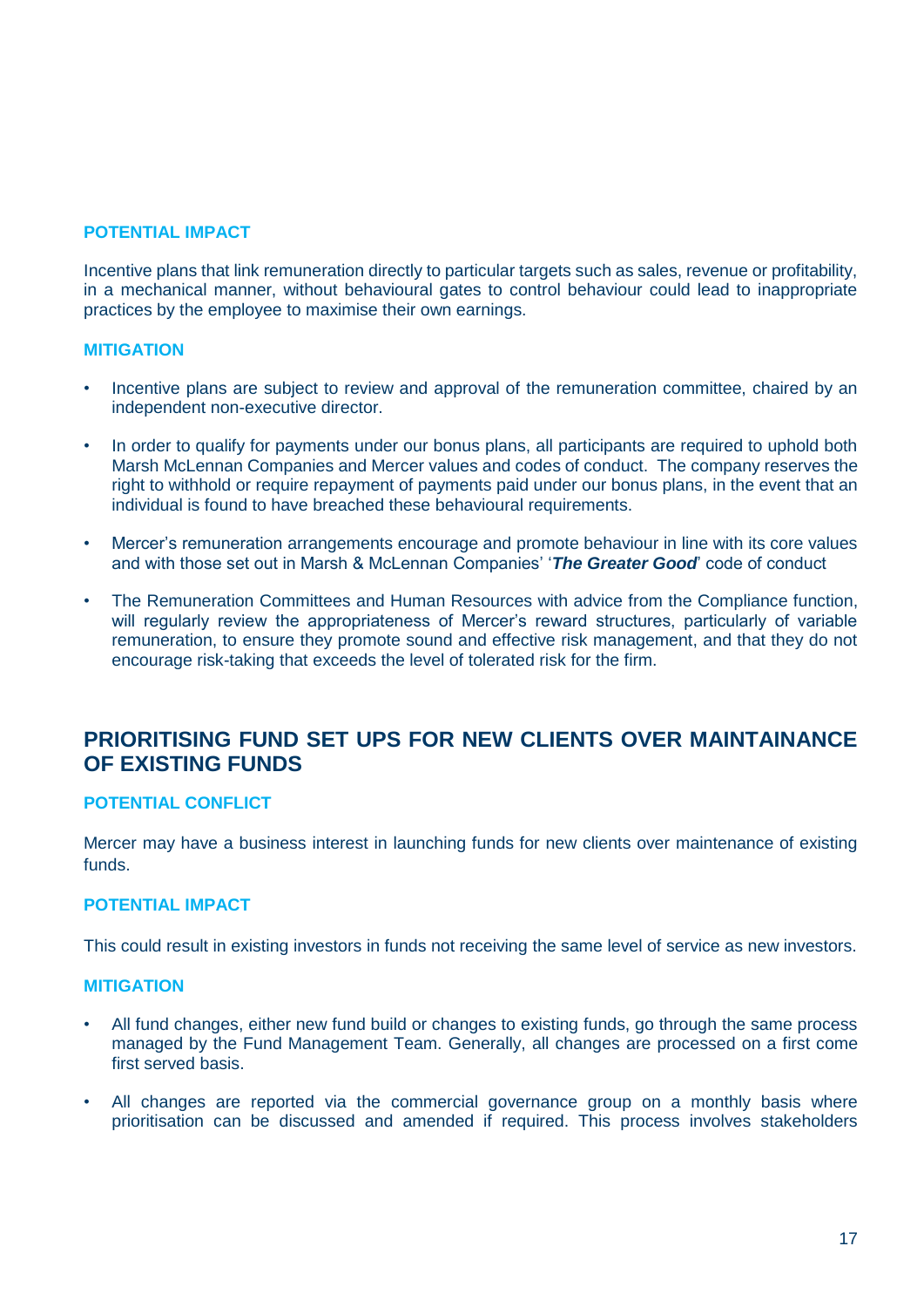### POTENTIAL IMPACT

Incentive plans that link remuneration directly to particular targets such as sales, revenue or profitability, in a mechanical manner, without behavioural gates to control behaviour could lead to inappropriate practices by the employee to maximise their own earnings.

### MITIGATION

- Incentive plans are subject to review and approval of the remuneration committee, chaired by an independent non-executive director.
- In order to qualify for payments under our bonus plans, all participants are required to uphold both Marsh McLennan Companies and Mercer values and codes of conduct. The company reserves the right to withhold or require repayment of payments paid under our bonus plans, in the event that an individual is found to have breached these behavioural requirements.
- Mercer's remuneration arrangements encourage and promote behaviour in line with its core values and with those set out in Marsh & McLennan Companies' '***The Greater Good***' code of conduct
- The Remuneration Committees and Human Resources with advice from the Compliance function, will regularly review the appropriateness of Mercer's reward structures, particularly of variable remuneration, to ensure they promote sound and effective risk management, and that they do not encourage risk-taking that exceeds the level of tolerated risk for the firm.

## PRIORITISING FUND SET UPS FOR NEW CLIENTS OVER MAINTAINANCE OF EXISTING FUNDS

### POTENTIAL CONFLICT

Mercer may have a business interest in launching funds for new clients over maintenance of existing funds.

### POTENTIAL IMPACT

This could result in existing investors in funds not receiving the same level of service as new investors.

### MITIGATION

- All fund changes, either new fund build or changes to existing funds, go through the same process managed by the Fund Management Team. Generally, all changes are processed on a first come first served basis.
- All changes are reported via the commercial governance group on a monthly basis where prioritisation can be discussed and amended if required. This process involves stakeholders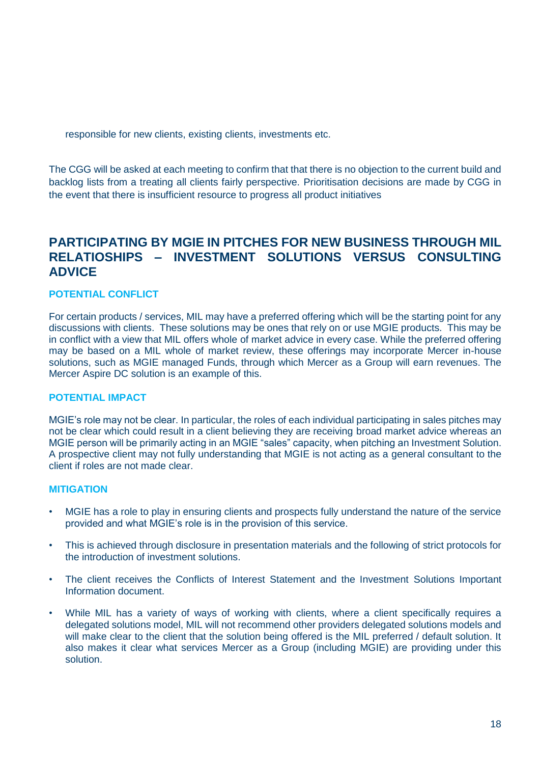responsible for new clients, existing clients, investments etc.

The CGG will be asked at each meeting to confirm that that there is no objection to the current build and backlog lists from a treating all clients fairly perspective. Prioritisation decisions are made by CGG in the event that there is insufficient resource to progress all product initiatives

## PARTICIPATING BY MGIE IN PITCHES FOR NEW BUSINESS THROUGH MIL RELATIOSHIPS – INVESTMENT SOLUTIONS VERSUS CONSULTING ADVICE

### POTENTIAL CONFLICT

For certain products / services, MIL may have a preferred offering which will be the starting point for any discussions with clients. These solutions may be ones that rely on or use MGIE products. This may be in conflict with a view that MIL offers whole of market advice in every case. While the preferred offering may be based on a MIL whole of market review, these offerings may incorporate Mercer in-house solutions, such as MGIE managed Funds, through which Mercer as a Group will earn revenues. The Mercer Aspire DC solution is an example of this.

### POTENTIAL IMPACT

MGIE's role may not be clear. In particular, the roles of each individual participating in sales pitches may not be clear which could result in a client believing they are receiving broad market advice whereas an MGIE person will be primarily acting in an MGIE "sales" capacity, when pitching an Investment Solution. A prospective client may not fully understanding that MGIE is not acting as a general consultant to the client if roles are not made clear.

### MITIGATION

- MGIE has a role to play in ensuring clients and prospects fully understand the nature of the service provided and what MGIE's role is in the provision of this service.
- This is achieved through disclosure in presentation materials and the following of strict protocols for the introduction of investment solutions.
- The client receives the Conflicts of Interest Statement and the Investment Solutions Important Information document.
- While MIL has a variety of ways of working with clients, where a client specifically requires a delegated solutions model, MIL will not recommend other providers delegated solutions models and will make clear to the client that the solution being offered is the MIL preferred / default solution. It also makes it clear what services Mercer as a Group (including MGIE) are providing under this solution.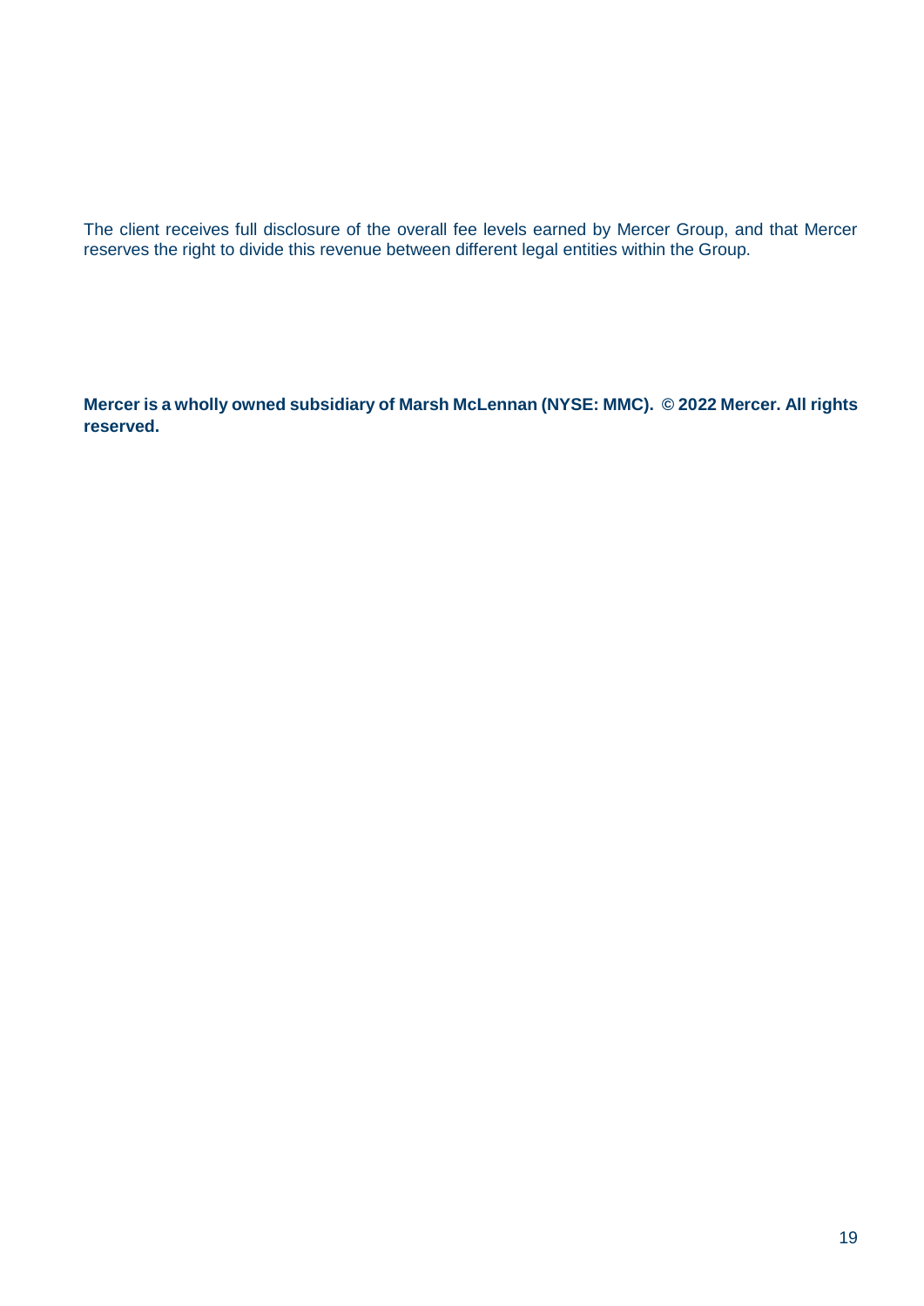The client receives full disclosure of the overall fee levels earned by Mercer Group, and that Mercer reserves the right to divide this revenue between different legal entities within the Group.

**Mercer is a wholly owned subsidiary of Marsh McLennan (NYSE: MMC). © 2022 Mercer. All rights reserved.**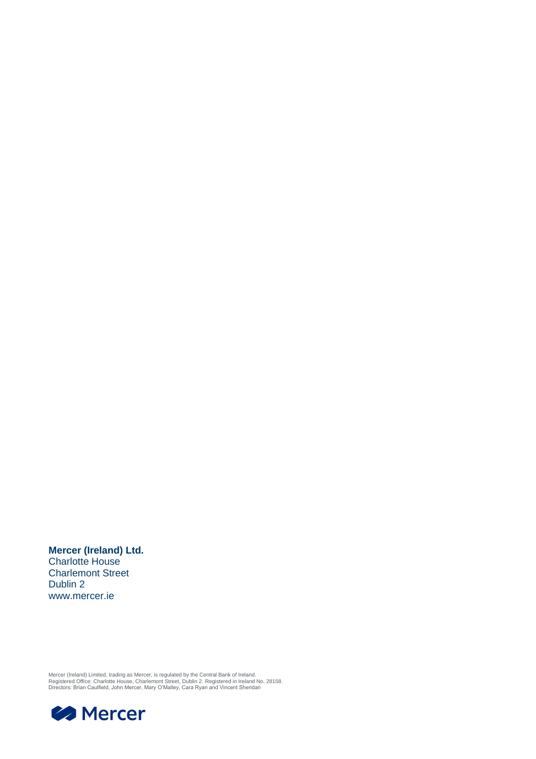**Mercer (Ireland) Ltd.**
Charlotte House
Charlemont Street
Dublin 2
www.mercer.ie

Mercer (Ireland) Limited, trading as Mercer, is regulated by the Central Bank of Ireland.
Registered Office: Charlotte House, Charlemont Street, Dublin 2. Registered in Ireland No. 28158.
Directors: Brian Caulfield, John Mercer, Mary O'Malley, Cara Ryan and Vincent Sheridan

Mercer